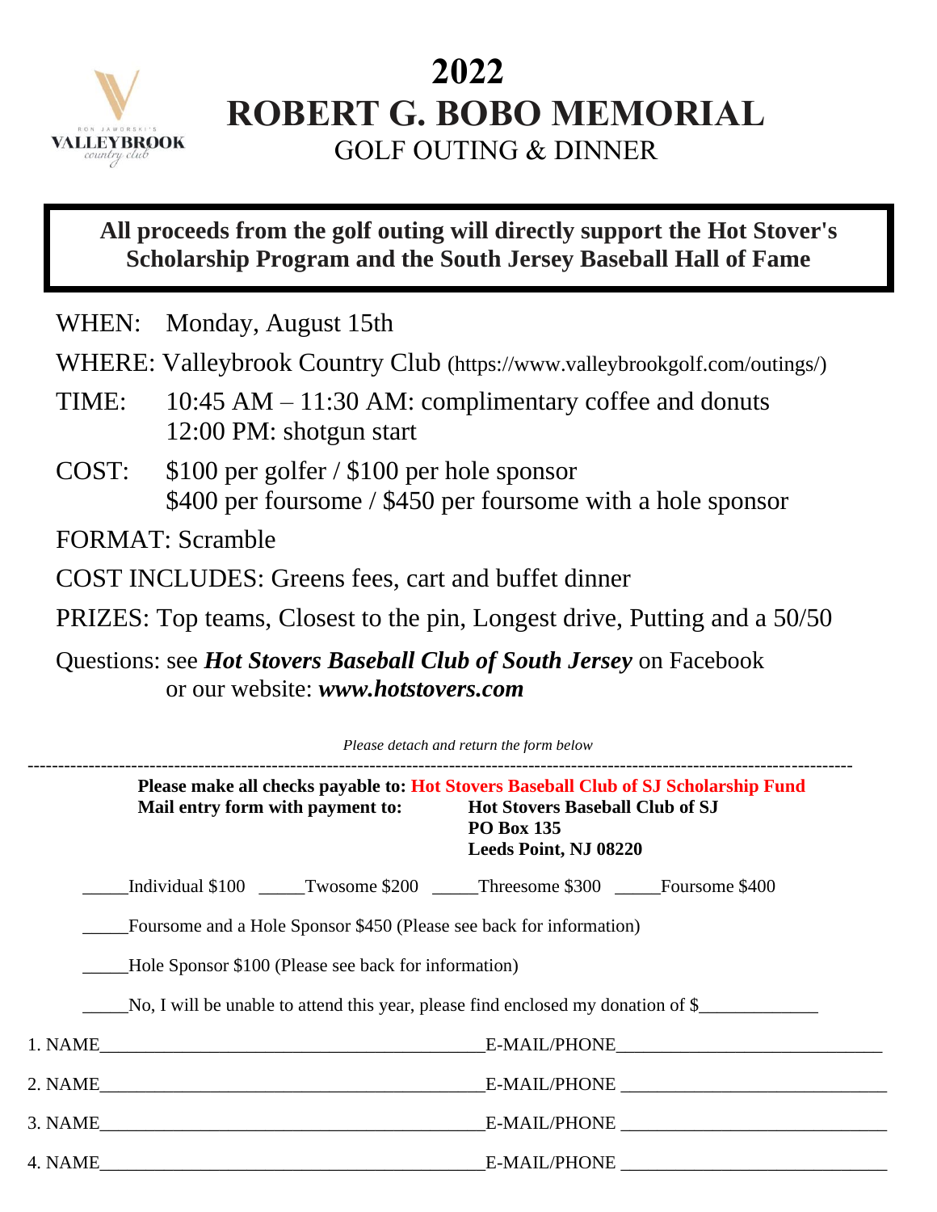RON JAWORSKI'S
VALLEYBROOK
country club

# 2022
# ROBERT G. BOBO MEMORIAL
## GOLF OUTING & DINNER

**All proceeds from the golf outing will directly support the Hot Stover's Scholarship Program and the South Jersey Baseball Hall of Fame**

WHEN: Monday, August 15th

WHERE: Valleybrook Country Club (https://www.valleybrookgolf.com/outings/)

TIME: 10:45 AM – 11:30 AM: complimentary coffee and donuts
12:00 PM: shotgun start

COST: $100 per golfer / $100 per hole sponsor
$400 per foursome / $450 per foursome with a hole sponsor

FORMAT: Scramble

COST INCLUDES: Greens fees, cart and buffet dinner

PRIZES: Top teams, Closest to the pin, Longest drive, Putting and a 50/50

Questions: see ***Hot Stovers Baseball Club of South Jersey*** on Facebook
or our website: ***www.hotstovers.com***

*Please detach and return the form below*

---

**Please make all checks payable to: Hot Stovers Baseball Club of SJ Scholarship Fund**

**Mail entry form with payment to:** **Hot Stovers Baseball Club of SJ**
**PO Box 135**
**Leeds Point, NJ 08220**

_____Individual $100 _____Twosome $200 _____Threesome $300 _____Foursome $400

_____Foursome and a Hole Sponsor $450 (Please see back for information)

_____Hole Sponsor $100 (Please see back for information)

_____No, I will be unable to attend this year, please find enclosed my donation of $____________

1. NAME_______________________________________ E-MAIL/PHONE____________________________

2. NAME_______________________________________ E-MAIL/PHONE ____________________________

3. NAME_______________________________________ E-MAIL/PHONE ____________________________

4. NAME_______________________________________ E-MAIL/PHONE ____________________________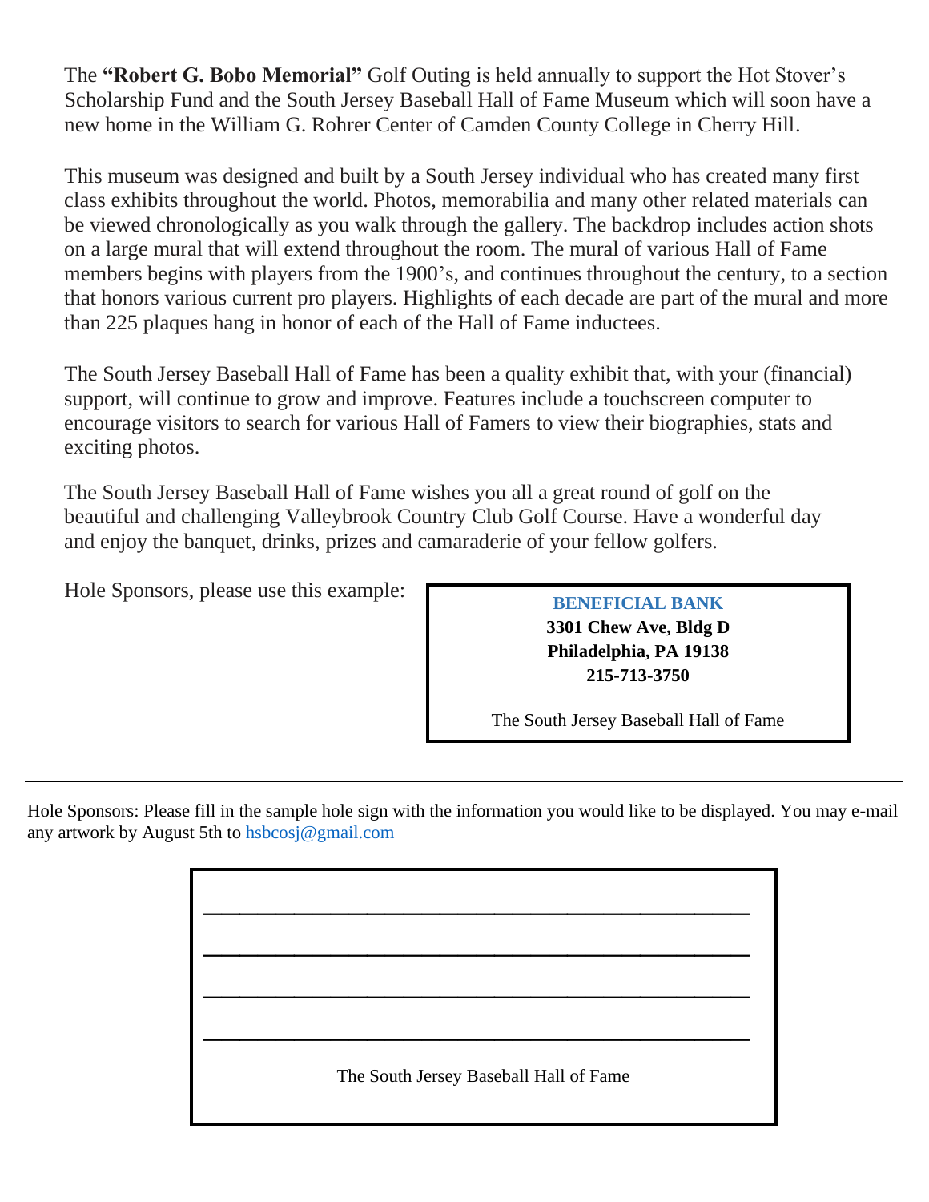The **"Robert G. Bobo Memorial"** Golf Outing is held annually to support the Hot Stover's Scholarship Fund and the South Jersey Baseball Hall of Fame Museum which will soon have a new home in the William G. Rohrer Center of Camden County College in Cherry Hill.

This museum was designed and built by a South Jersey individual who has created many first class exhibits throughout the world. Photos, memorabilia and many other related materials can be viewed chronologically as you walk through the gallery. The backdrop includes action shots on a large mural that will extend throughout the room. The mural of various Hall of Fame members begins with players from the 1900's, and continues throughout the century, to a section that honors various current pro players. Highlights of each decade are part of the mural and more than 225 plaques hang in honor of each of the Hall of Fame inductees.

The South Jersey Baseball Hall of Fame has been a quality exhibit that, with your (financial) support, will continue to grow and improve. Features include a touchscreen computer to encourage visitors to search for various Hall of Famers to view their biographies, stats and exciting photos.

The South Jersey Baseball Hall of Fame wishes you all a great round of golf on the beautiful and challenging Valleybrook Country Club Golf Course. Have a wonderful day and enjoy the banquet, drinks, prizes and camaraderie of your fellow golfers.

Hole Sponsors, please use this example:

**BENEFICIAL BANK**
**3301 Chew Ave, Bldg D**
**Philadelphia, PA 19138**
**215-713-3750**

The South Jersey Baseball Hall of Fame

---

Hole Sponsors: Please fill in the sample hole sign with the information you would like to be displayed. You may e-mail any artwork by August 5th to hsbcosj@gmail.com

\_\_\_\_\_\_\_\_\_\_\_\_\_\_\_\_\_\_\_\_\_\_\_\_\_\_\_\_\_\_\_\_\_\_\_\_\_\_\_\_

\_\_\_\_\_\_\_\_\_\_\_\_\_\_\_\_\_\_\_\_\_\_\_\_\_\_\_\_\_\_\_\_\_\_\_\_\_\_\_\_

\_\_\_\_\_\_\_\_\_\_\_\_\_\_\_\_\_\_\_\_\_\_\_\_\_\_\_\_\_\_\_\_\_\_\_\_\_\_\_\_

\_\_\_\_\_\_\_\_\_\_\_\_\_\_\_\_\_\_\_\_\_\_\_\_\_\_\_\_\_\_\_\_\_\_\_\_\_\_\_\_

The South Jersey Baseball Hall of Fame